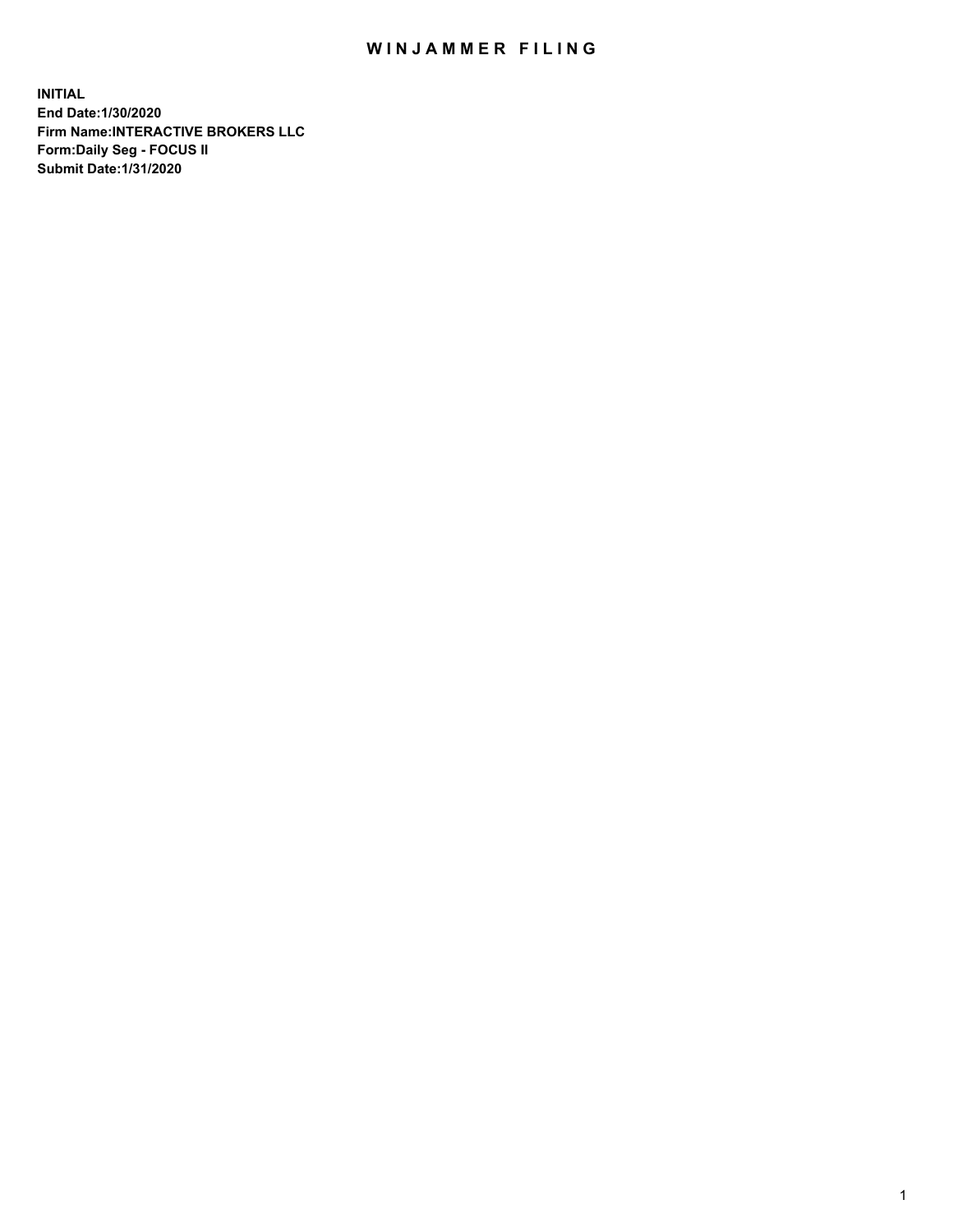# WINJAMMER FILING

**INITIAL**
**End Date:1/30/2020**
**Firm Name:INTERACTIVE BROKERS LLC**
**Form:Daily Seg - FOCUS II**
**Submit Date:1/31/2020**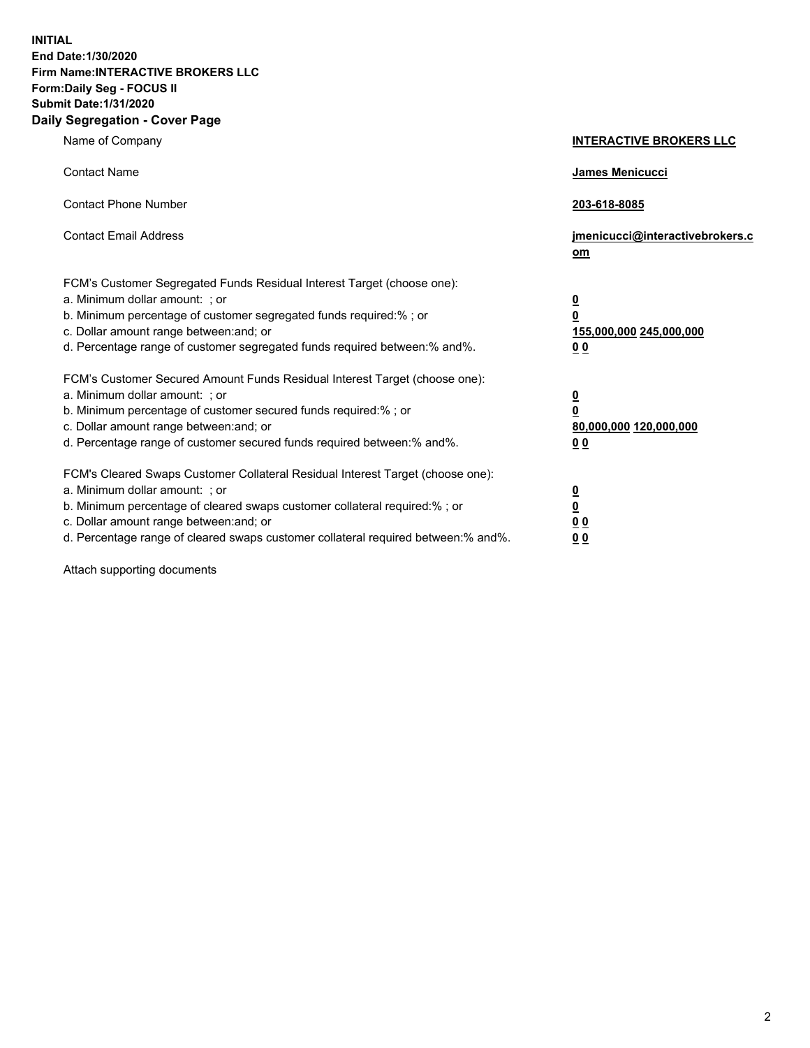**INITIAL**
**End Date:1/30/2020**
**Firm Name:INTERACTIVE BROKERS LLC**
**Form:Daily Seg - FOCUS II**
**Submit Date:1/31/2020**
**Daily Segregation - Cover Page**

| | |
|---|---|
| Name of Company | **INTERACTIVE BROKERS LLC** |
| Contact Name | **James Menicucci** |
| Contact Phone Number | **203-618-8085** |
| Contact Email Address | **jmenicucci@interactivebrokers.com** |
| FCM's Customer Segregated Funds Residual Interest Target (choose one): | |
| a. Minimum dollar amount: ; or | **0** |
| b. Minimum percentage of customer segregated funds required:% ; or | **0** |
| c. Dollar amount range between:and; or | **155,000,000 245,000,000** |
| d. Percentage range of customer segregated funds required between:% and%. | **0 0** |
| FCM's Customer Secured Amount Funds Residual Interest Target (choose one): | |
| a. Minimum dollar amount: ; or | **0** |
| b. Minimum percentage of customer secured funds required:% ; or | **0** |
| c. Dollar amount range between:and; or | **80,000,000 120,000,000** |
| d. Percentage range of customer secured funds required between:% and%. | **0 0** |
| FCM's Cleared Swaps Customer Collateral Residual Interest Target (choose one): | |
| a. Minimum dollar amount: ; or | **0** |
| b. Minimum percentage of cleared swaps customer collateral required:% ; or | **0** |
| c. Dollar amount range between:and; or | **0 0** |
| d. Percentage range of cleared swaps customer collateral required between:% and%. | **0 0** |

Attach supporting documents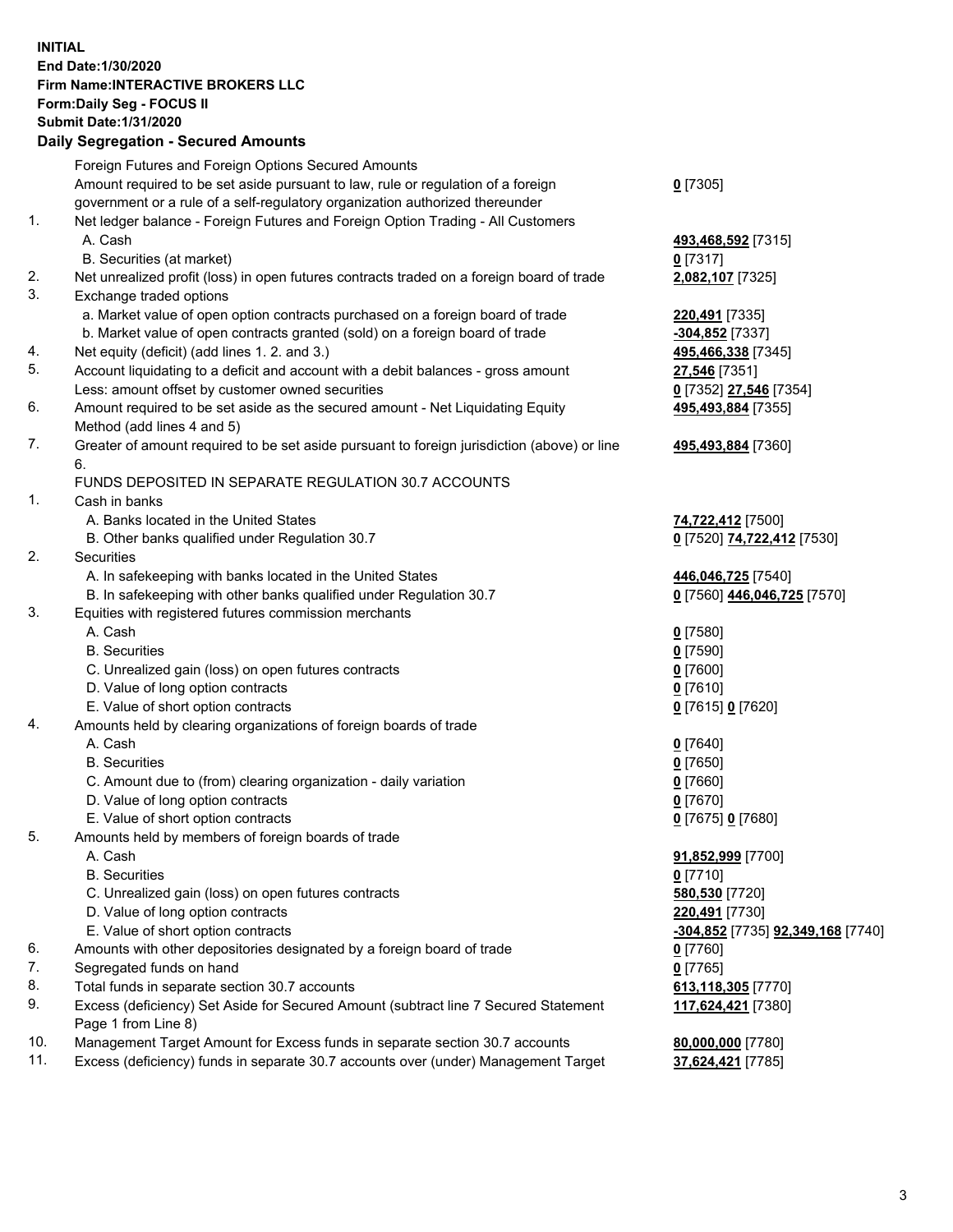**INITIAL**
**End Date:1/30/2020**
**Firm Name:INTERACTIVE BROKERS LLC**
**Form:Daily Seg - FOCUS II**
**Submit Date:1/31/2020**

## Daily Segregation - Secured Amounts

| | | |
|---|---|---|
| | Foreign Futures and Foreign Options Secured Amounts | |
| | Amount required to be set aside pursuant to law, rule or regulation of a foreign government or a rule of a self-regulatory organization authorized thereunder | **0** [7305] |
| 1. | Net ledger balance - Foreign Futures and Foreign Option Trading - All Customers | |
| | A. Cash | **493,468,592** [7315] |
| | B. Securities (at market) | **0** [7317] |
| 2. | Net unrealized profit (loss) in open futures contracts traded on a foreign board of trade | **2,082,107** [7325] |
| 3. | Exchange traded options | |
| | a. Market value of open option contracts purchased on a foreign board of trade | **220,491** [7335] |
| | b. Market value of open contracts granted (sold) on a foreign board of trade | **-304,852** [7337] |
| 4. | Net equity (deficit) (add lines 1. 2. and 3.) | **495,466,338** [7345] |
| 5. | Account liquidating to a deficit and account with a debit balances - gross amount | **27,546** [7351] |
| | Less: amount offset by customer owned securities | **0** [7352] **27,546** [7354] |
| 6. | Amount required to be set aside as the secured amount - Net Liquidating Equity Method (add lines 4 and 5) | **495,493,884** [7355] |
| 7. | Greater of amount required to be set aside pursuant to foreign jurisdiction (above) or line 6. | **495,493,884** [7360] |
| | FUNDS DEPOSITED IN SEPARATE REGULATION 30.7 ACCOUNTS | |
| 1. | Cash in banks | |
| | A. Banks located in the United States | **74,722,412** [7500] |
| | B. Other banks qualified under Regulation 30.7 | **0** [7520] **74,722,412** [7530] |
| 2. | Securities | |
| | A. In safekeeping with banks located in the United States | **446,046,725** [7540] |
| | B. In safekeeping with other banks qualified under Regulation 30.7 | **0** [7560] **446,046,725** [7570] |
| 3. | Equities with registered futures commission merchants | |
| | A. Cash | **0** [7580] |
| | B. Securities | **0** [7590] |
| | C. Unrealized gain (loss) on open futures contracts | **0** [7600] |
| | D. Value of long option contracts | **0** [7610] |
| | E. Value of short option contracts | **0** [7615] **0** [7620] |
| 4. | Amounts held by clearing organizations of foreign boards of trade | |
| | A. Cash | **0** [7640] |
| | B. Securities | **0** [7650] |
| | C. Amount due to (from) clearing organization - daily variation | **0** [7660] |
| | D. Value of long option contracts | **0** [7670] |
| | E. Value of short option contracts | **0** [7675] **0** [7680] |
| 5. | Amounts held by members of foreign boards of trade | |
| | A. Cash | **91,852,999** [7700] |
| | B. Securities | **0** [7710] |
| | C. Unrealized gain (loss) on open futures contracts | **580,530** [7720] |
| | D. Value of long option contracts | **220,491** [7730] |
| | E. Value of short option contracts | **-304,852** [7735] **92,349,168** [7740] |
| 6. | Amounts with other depositories designated by a foreign board of trade | **0** [7760] |
| 7. | Segregated funds on hand | **0** [7765] |
| 8. | Total funds in separate section 30.7 accounts | **613,118,305** [7770] |
| 9. | Excess (deficiency) Set Aside for Secured Amount (subtract line 7 Secured Statement Page 1 from Line 8) | **117,624,421** [7380] |
| 10. | Management Target Amount for Excess funds in separate section 30.7 accounts | **80,000,000** [7780] |
| 11. | Excess (deficiency) funds in separate 30.7 accounts over (under) Management Target | **37,624,421** [7785] |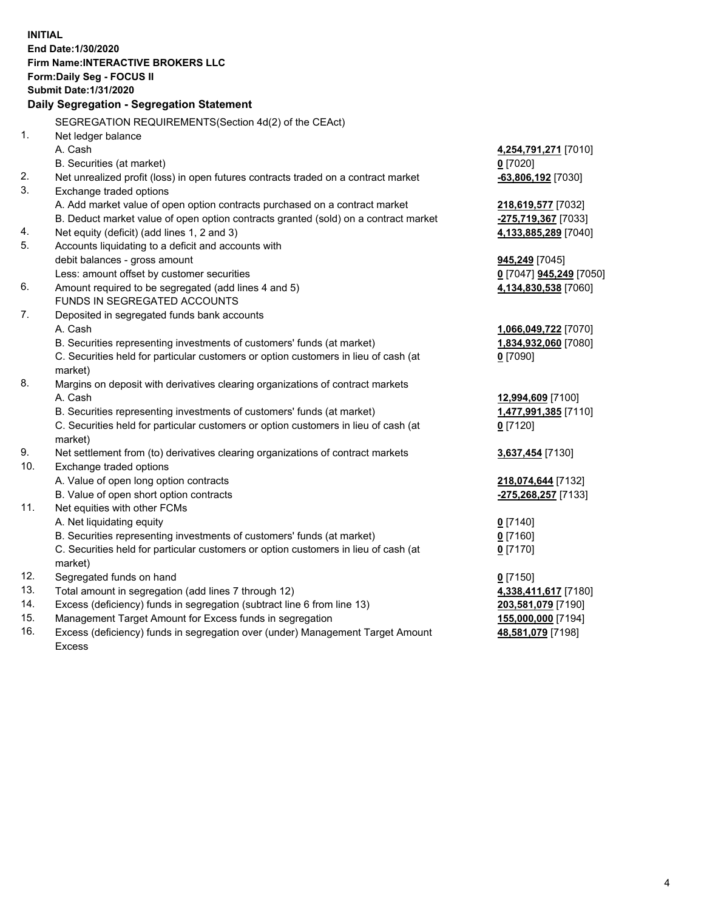**INITIAL**
**End Date:1/30/2020**
**Firm Name:INTERACTIVE BROKERS LLC**
**Form:Daily Seg - FOCUS II**
**Submit Date:1/31/2020**
**Daily Segregation - Segregation Statement**

| | | |
|---|---|---|
| | SEGREGATION REQUIREMENTS(Section 4d(2) of the CEAct) | |
| 1. | Net ledger balance | |
| | A. Cash | **4,254,791,271** [7010] |
| | B. Securities (at market) | **0** [7020] |
| 2. | Net unrealized profit (loss) in open futures contracts traded on a contract market | **-63,806,192** [7030] |
| 3. | Exchange traded options | |
| | A. Add market value of open option contracts purchased on a contract market | **218,619,577** [7032] |
| | B. Deduct market value of open option contracts granted (sold) on a contract market | **-275,719,367** [7033] |
| 4. | Net equity (deficit) (add lines 1, 2 and 3) | **4,133,885,289** [7040] |
| 5. | Accounts liquidating to a deficit and accounts with | |
| | debit balances - gross amount | **945,249** [7045] |
| | Less: amount offset by customer securities | **0** [7047] **945,249** [7050] |
| 6. | Amount required to be segregated (add lines 4 and 5) | **4,134,830,538** [7060] |
| | FUNDS IN SEGREGATED ACCOUNTS | |
| 7. | Deposited in segregated funds bank accounts | |
| | A. Cash | **1,066,049,722** [7070] |
| | B. Securities representing investments of customers' funds (at market) | **1,834,932,060** [7080] |
| | C. Securities held for particular customers or option customers in lieu of cash (at market) | **0** [7090] |
| 8. | Margins on deposit with derivatives clearing organizations of contract markets | |
| | A. Cash | **12,994,609** [7100] |
| | B. Securities representing investments of customers' funds (at market) | **1,477,991,385** [7110] |
| | C. Securities held for particular customers or option customers in lieu of cash (at market) | **0** [7120] |
| 9. | Net settlement from (to) derivatives clearing organizations of contract markets | **3,637,454** [7130] |
| 10. | Exchange traded options | |
| | A. Value of open long option contracts | **218,074,644** [7132] |
| | B. Value of open short option contracts | **-275,268,257** [7133] |
| 11. | Net equities with other FCMs | |
| | A. Net liquidating equity | **0** [7140] |
| | B. Securities representing investments of customers' funds (at market) | **0** [7160] |
| | C. Securities held for particular customers or option customers in lieu of cash (at market) | **0** [7170] |
| 12. | Segregated funds on hand | **0** [7150] |
| 13. | Total amount in segregation (add lines 7 through 12) | **4,338,411,617** [7180] |
| 14. | Excess (deficiency) funds in segregation (subtract line 6 from line 13) | **203,581,079** [7190] |
| 15. | Management Target Amount for Excess funds in segregation | **155,000,000** [7194] |
| 16. | Excess (deficiency) funds in segregation over (under) Management Target Amount Excess | **48,581,079** [7198] |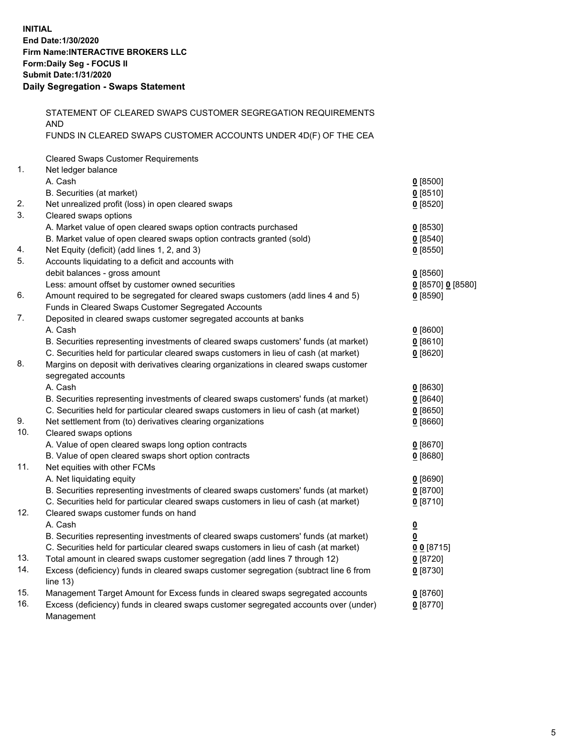**INITIAL**
**End Date:1/30/2020**
**Firm Name:INTERACTIVE BROKERS LLC**
**Form:Daily Seg - FOCUS II**
**Submit Date:1/31/2020**
**Daily Segregation - Swaps Statement**

STATEMENT OF CLEARED SWAPS CUSTOMER SEGREGATION REQUIREMENTS AND FUNDS IN CLEARED SWAPS CUSTOMER ACCOUNTS UNDER 4D(F) OF THE CEA

| | | |
|---|---|---|
| | Cleared Swaps Customer Requirements | |
| 1. | Net ledger balance | |
| | A. Cash | 0 [8500] |
| | B. Securities (at market) | 0 [8510] |
| 2. | Net unrealized profit (loss) in open cleared swaps | 0 [8520] |
| 3. | Cleared swaps options | |
| | A. Market value of open cleared swaps option contracts purchased | 0 [8530] |
| | B. Market value of open cleared swaps option contracts granted (sold) | 0 [8540] |
| 4. | Net Equity (deficit) (add lines 1, 2, and 3) | 0 [8550] |
| 5. | Accounts liquidating to a deficit and accounts with | |
| | debit balances - gross amount | 0 [8560] |
| | Less: amount offset by customer owned securities | 0 [8570] 0 [8580] |
| 6. | Amount required to be segregated for cleared swaps customers (add lines 4 and 5) | 0 [8590] |
| | Funds in Cleared Swaps Customer Segregated Accounts | |
| 7. | Deposited in cleared swaps customer segregated accounts at banks | |
| | A. Cash | 0 [8600] |
| | B. Securities representing investments of cleared swaps customers' funds (at market) | 0 [8610] |
| | C. Securities held for particular cleared swaps customers in lieu of cash (at market) | 0 [8620] |
| 8. | Margins on deposit with derivatives clearing organizations in cleared swaps customer segregated accounts | |
| | A. Cash | 0 [8630] |
| | B. Securities representing investments of cleared swaps customers' funds (at market) | 0 [8640] |
| | C. Securities held for particular cleared swaps customers in lieu of cash (at market) | 0 [8650] |
| 9. | Net settlement from (to) derivatives clearing organizations | 0 [8660] |
| 10. | Cleared swaps options | |
| | A. Value of open cleared swaps long option contracts | 0 [8670] |
| | B. Value of open cleared swaps short option contracts | 0 [8680] |
| 11. | Net equities with other FCMs | |
| | A. Net liquidating equity | 0 [8690] |
| | B. Securities representing investments of cleared swaps customers' funds (at market) | 0 [8700] |
| | C. Securities held for particular cleared swaps customers in lieu of cash (at market) | 0 [8710] |
| 12. | Cleared swaps customer funds on hand | |
| | A. Cash | 0 |
| | B. Securities representing investments of cleared swaps customers' funds (at market) | 0 |
| | C. Securities held for particular cleared swaps customers in lieu of cash (at market) | 0 0 [8715] |
| 13. | Total amount in cleared swaps customer segregation (add lines 7 through 12) | 0 [8720] |
| 14. | Excess (deficiency) funds in cleared swaps customer segregation (subtract line 6 from line 13) | 0 [8730] |
| 15. | Management Target Amount for Excess funds in cleared swaps segregated accounts | 0 [8760] |
| 16. | Excess (deficiency) funds in cleared swaps customer segregated accounts over (under) Management | 0 [8770] |